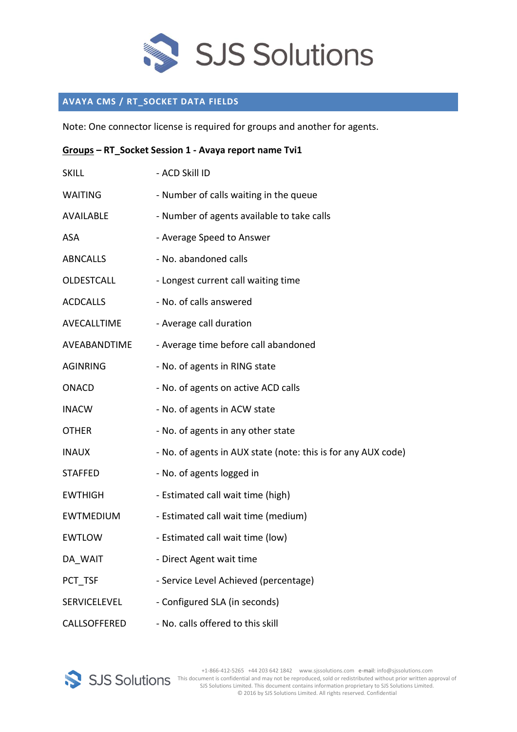# SJS Solutions

## AVAYA CMS / RT_SOCKET DATA FIELDS

Note: One connector license is required for groups and another for agents.

**<u>Groups</u> – RT_Socket Session 1 - Avaya report name Tvi1**

| | |
|---|---|
| SKILL | - ACD Skill ID |
| WAITING | - Number of calls waiting in the queue |
| AVAILABLE | - Number of agents available to take calls |
| ASA | - Average Speed to Answer |
| ABNCALLS | - No. abandoned calls |
| OLDESTCALL | - Longest current call waiting time |
| ACDCALLS | - No. of calls answered |
| AVECALLTIME | - Average call duration |
| AVEABANDTIME | - Average time before call abandoned |
| AGINRING | - No. of agents in RING state |
| ONACD | - No. of agents on active ACD calls |
| INACW | - No. of agents in ACW state |
| OTHER | - No. of agents in any other state |
| INAUX | - No. of agents in AUX state (note: this is for any AUX code) |
| STAFFED | - No. of agents logged in |
| EWTHIGH | - Estimated call wait time (high) |
| EWTMEDIUM | - Estimated call wait time (medium) |
| EWTLOW | - Estimated call wait time (low) |
| DA_WAIT | - Direct Agent wait time |
| PCT_TSF | - Service Level Achieved (percentage) |
| SERVICELEVEL | - Configured SLA (in seconds) |
| CALLSOFFERED | - No. calls offered to this skill |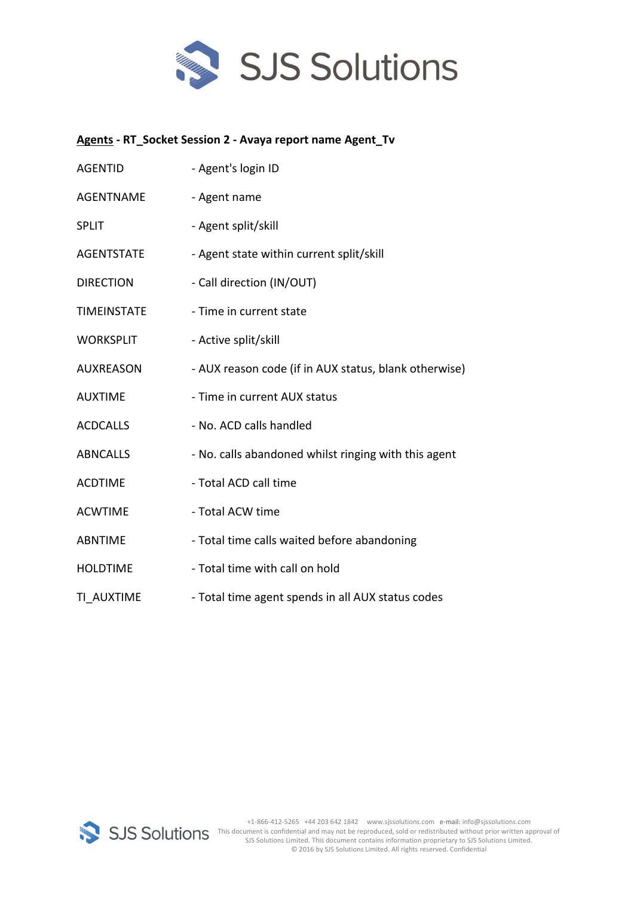**<u>Agents</u> - RT_Socket Session 2 - Avaya report name Agent_Tv**

| | |
|---|---|
| AGENTID | - Agent's login ID |
| AGENTNAME | - Agent name |
| SPLIT | - Agent split/skill |
| AGENTSTATE | - Agent state within current split/skill |
| DIRECTION | - Call direction (IN/OUT) |
| TIMEINSTATE | - Time in current state |
| WORKSPLIT | - Active split/skill |
| AUXREASON | - AUX reason code (if in AUX status, blank otherwise) |
| AUXTIME | - Time in current AUX status |
| ACDCALLS | - No. ACD calls handled |
| ABNCALLS | - No. calls abandoned whilst ringing with this agent |
| ACDTIME | - Total ACD call time |
| ACWTIME | - Total ACW time |
| ABNTIME | - Total time calls waited before abandoning |
| HOLDTIME | - Total time with call on hold |
| TI_AUXTIME | - Total time agent spends in all AUX status codes |